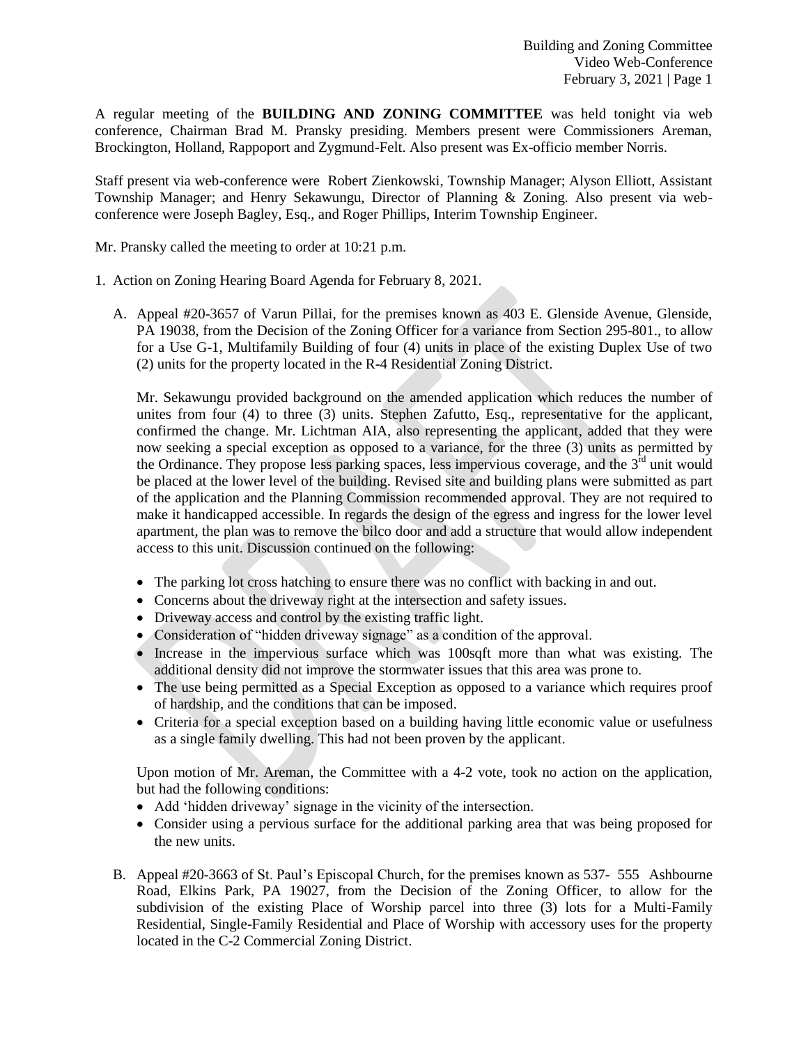A regular meeting of the **BUILDING AND ZONING COMMITTEE** was held tonight via web conference, Chairman Brad M. Pransky presiding. Members present were Commissioners Areman, Brockington, Holland, Rappoport and Zygmund-Felt. Also present was Ex-officio member Norris.

Staff present via web-conference were Robert Zienkowski, Township Manager; Alyson Elliott, Assistant Township Manager; and Henry Sekawungu, Director of Planning & Zoning. Also present via web-conference were Joseph Bagley, Esq., and Roger Phillips, Interim Township Engineer.

Mr. Pransky called the meeting to order at 10:21 p.m.

1. Action on Zoning Hearing Board Agenda for February 8, 2021.

   A. Appeal #20-3657 of Varun Pillai, for the premises known as 403 E. Glenside Avenue, Glenside, PA 19038, from the Decision of the Zoning Officer for a variance from Section 295-801., to allow for a Use G-1, Multifamily Building of four (4) units in place of the existing Duplex Use of two (2) units for the property located in the R-4 Residential Zoning District.

   Mr. Sekawungu provided background on the amended application which reduces the number of unites from four (4) to three (3) units. Stephen Zafutto, Esq., representative for the applicant, confirmed the change. Mr. Lichtman AIA, also representing the applicant, added that they were now seeking a special exception as opposed to a variance, for the three (3) units as permitted by the Ordinance. They propose less parking spaces, less impervious coverage, and the 3rd unit would be placed at the lower level of the building. Revised site and building plans were submitted as part of the application and the Planning Commission recommended approval. They are not required to make it handicapped accessible. In regards the design of the egress and ingress for the lower level apartment, the plan was to remove the bilco door and add a structure that would allow independent access to this unit. Discussion continued on the following:

   - The parking lot cross hatching to ensure there was no conflict with backing in and out.
   - Concerns about the driveway right at the intersection and safety issues.
   - Driveway access and control by the existing traffic light.
   - Consideration of "hidden driveway signage" as a condition of the approval.
   - Increase in the impervious surface which was 100sqft more than what was existing. The additional density did not improve the stormwater issues that this area was prone to.
   - The use being permitted as a Special Exception as opposed to a variance which requires proof of hardship, and the conditions that can be imposed.
   - Criteria for a special exception based on a building having little economic value or usefulness as a single family dwelling. This had not been proven by the applicant.

   Upon motion of Mr. Areman, the Committee with a 4-2 vote, took no action on the application, but had the following conditions:

   - Add 'hidden driveway' signage in the vicinity of the intersection.
   - Consider using a pervious surface for the additional parking area that was being proposed for the new units.

   B. Appeal #20-3663 of St. Paul's Episcopal Church, for the premises known as 537- 555 Ashbourne Road, Elkins Park, PA 19027, from the Decision of the Zoning Officer, to allow for the subdivision of the existing Place of Worship parcel into three (3) lots for a Multi-Family Residential, Single-Family Residential and Place of Worship with accessory uses for the property located in the C-2 Commercial Zoning District.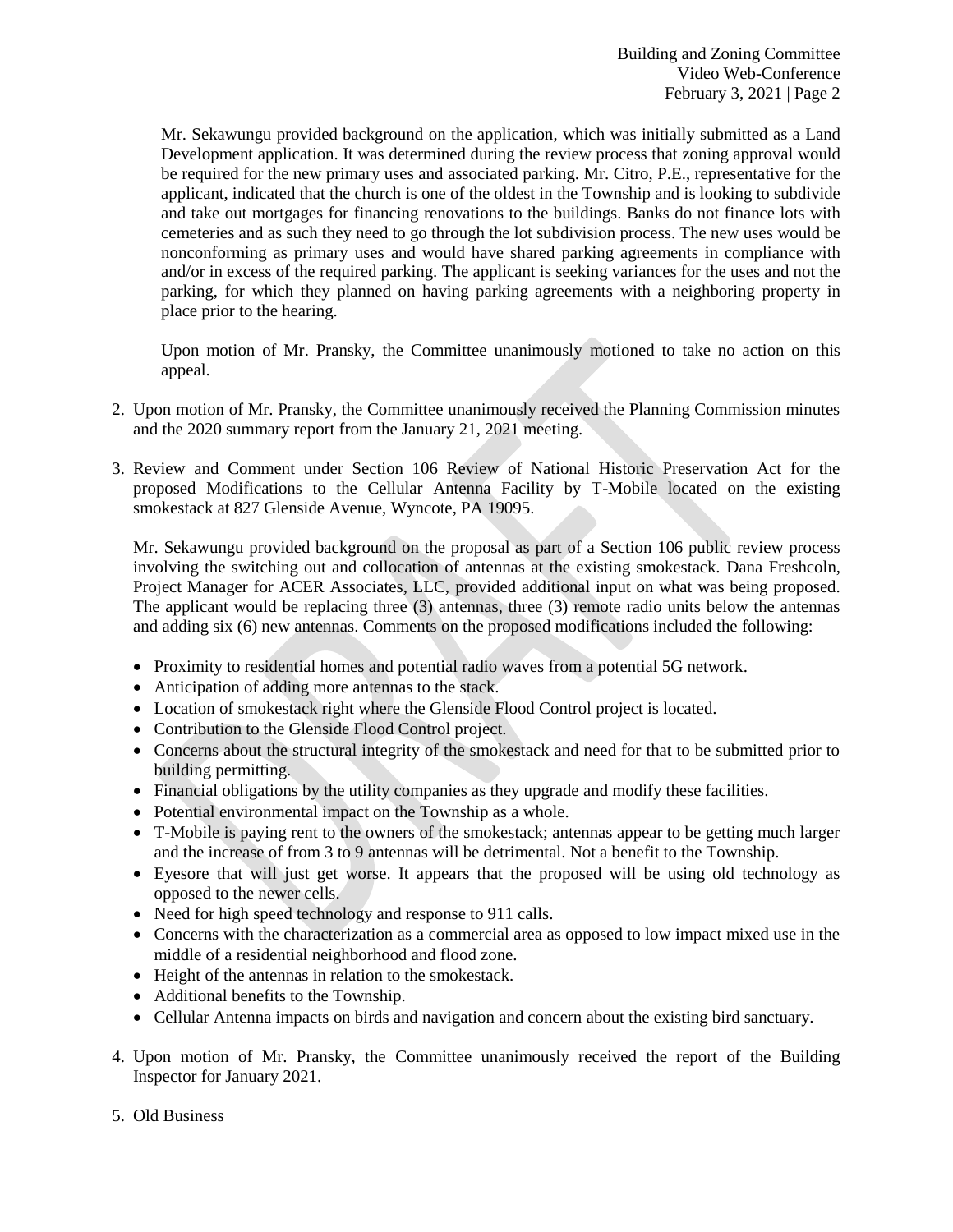Mr. Sekawungu provided background on the application, which was initially submitted as a Land Development application. It was determined during the review process that zoning approval would be required for the new primary uses and associated parking. Mr. Citro, P.E., representative for the applicant, indicated that the church is one of the oldest in the Township and is looking to subdivide and take out mortgages for financing renovations to the buildings. Banks do not finance lots with cemeteries and as such they need to go through the lot subdivision process. The new uses would be nonconforming as primary uses and would have shared parking agreements in compliance with and/or in excess of the required parking. The applicant is seeking variances for the uses and not the parking, for which they planned on having parking agreements with a neighboring property in place prior to the hearing.

Upon motion of Mr. Pransky, the Committee unanimously motioned to take no action on this appeal.

2. Upon motion of Mr. Pransky, the Committee unanimously received the Planning Commission minutes and the 2020 summary report from the January 21, 2021 meeting.

3. Review and Comment under Section 106 Review of National Historic Preservation Act for the proposed Modifications to the Cellular Antenna Facility by T-Mobile located on the existing smokestack at 827 Glenside Avenue, Wyncote, PA 19095.

   Mr. Sekawungu provided background on the proposal as part of a Section 106 public review process involving the switching out and collocation of antennas at the existing smokestack. Dana Freshcoln, Project Manager for ACER Associates, LLC, provided additional input on what was being proposed. The applicant would be replacing three (3) antennas, three (3) remote radio units below the antennas and adding six (6) new antennas. Comments on the proposed modifications included the following:

   - Proximity to residential homes and potential radio waves from a potential 5G network.
   - Anticipation of adding more antennas to the stack.
   - Location of smokestack right where the Glenside Flood Control project is located.
   - Contribution to the Glenside Flood Control project.
   - Concerns about the structural integrity of the smokestack and need for that to be submitted prior to building permitting.
   - Financial obligations by the utility companies as they upgrade and modify these facilities.
   - Potential environmental impact on the Township as a whole.
   - T-Mobile is paying rent to the owners of the smokestack; antennas appear to be getting much larger and the increase of from 3 to 9 antennas will be detrimental. Not a benefit to the Township.
   - Eyesore that will just get worse. It appears that the proposed will be using old technology as opposed to the newer cells.
   - Need for high speed technology and response to 911 calls.
   - Concerns with the characterization as a commercial area as opposed to low impact mixed use in the middle of a residential neighborhood and flood zone.
   - Height of the antennas in relation to the smokestack.
   - Additional benefits to the Township.
   - Cellular Antenna impacts on birds and navigation and concern about the existing bird sanctuary.

4. Upon motion of Mr. Pransky, the Committee unanimously received the report of the Building Inspector for January 2021.

5. Old Business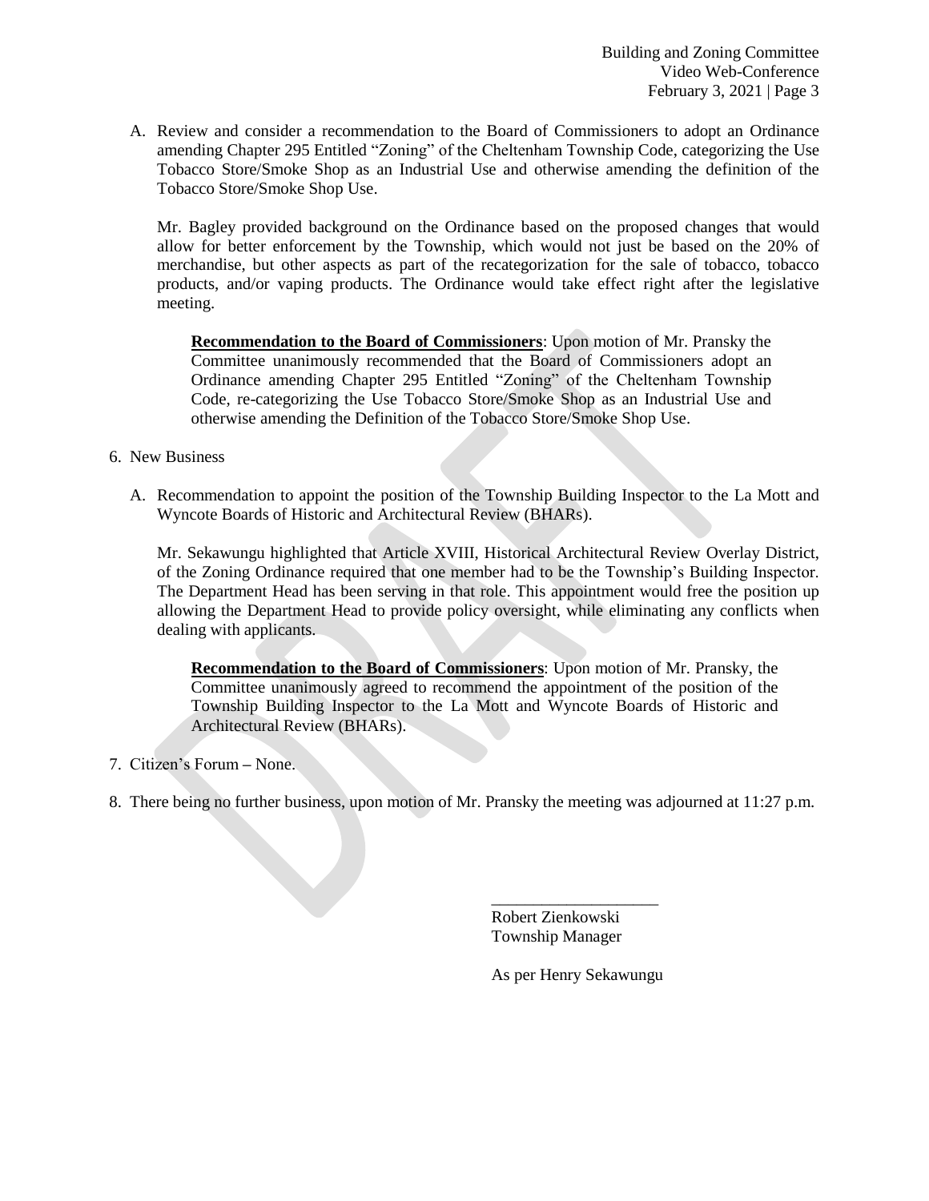A. Review and consider a recommendation to the Board of Commissioners to adopt an Ordinance amending Chapter 295 Entitled "Zoning" of the Cheltenham Township Code, categorizing the Use Tobacco Store/Smoke Shop as an Industrial Use and otherwise amending the definition of the Tobacco Store/Smoke Shop Use.

   Mr. Bagley provided background on the Ordinance based on the proposed changes that would allow for better enforcement by the Township, which would not just be based on the 20% of merchandise, but other aspects as part of the recategorization for the sale of tobacco, tobacco products, and/or vaping products. The Ordinance would take effect right after the legislative meeting.

   **Recommendation to the Board of Commissioners**: Upon motion of Mr. Pransky the Committee unanimously recommended that the Board of Commissioners adopt an Ordinance amending Chapter 295 Entitled "Zoning" of the Cheltenham Township Code, re-categorizing the Use Tobacco Store/Smoke Shop as an Industrial Use and otherwise amending the Definition of the Tobacco Store/Smoke Shop Use.

6. New Business

   A. Recommendation to appoint the position of the Township Building Inspector to the La Mott and Wyncote Boards of Historic and Architectural Review (BHARs).

   Mr. Sekawungu highlighted that Article XVIII, Historical Architectural Review Overlay District, of the Zoning Ordinance required that one member had to be the Township's Building Inspector. The Department Head has been serving in that role. This appointment would free the position up allowing the Department Head to provide policy oversight, while eliminating any conflicts when dealing with applicants.

   **Recommendation to the Board of Commissioners**: Upon motion of Mr. Pransky, the Committee unanimously agreed to recommend the appointment of the position of the Township Building Inspector to the La Mott and Wyncote Boards of Historic and Architectural Review (BHARs).

7. Citizen's Forum – None.

8. There being no further business, upon motion of Mr. Pransky the meeting was adjourned at 11:27 p.m.

____________________

Robert Zienkowski
Township Manager

As per Henry Sekawungu